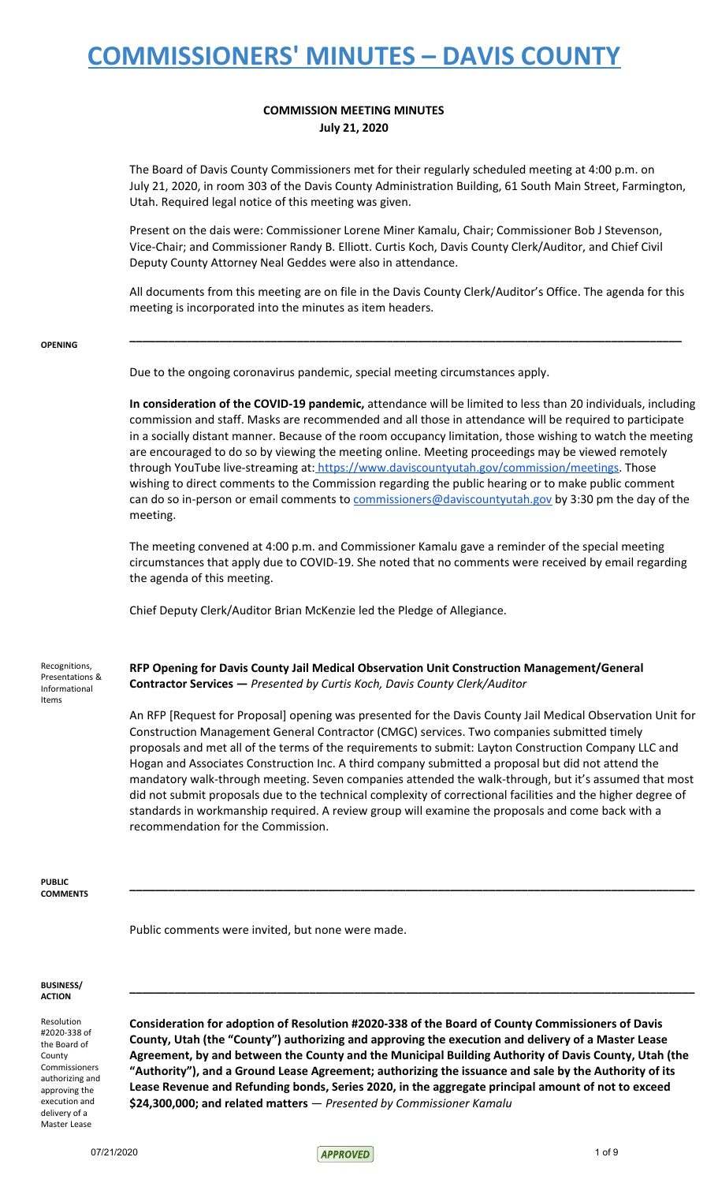# COMMISSIONERS' MINUTES – DAVIS COUNTY

**COMMISSION MEETING MINUTES**
**July 21, 2020**

The Board of Davis County Commissioners met for their regularly scheduled meeting at 4:00 p.m. on July 21, 2020, in room 303 of the Davis County Administration Building, 61 South Main Street, Farmington, Utah. Required legal notice of this meeting was given.

Present on the dais were: Commissioner Lorene Miner Kamalu, Chair; Commissioner Bob J Stevenson, Vice-Chair; and Commissioner Randy B. Elliott. Curtis Koch, Davis County Clerk/Auditor, and Chief Civil Deputy County Attorney Neal Geddes were also in attendance.

All documents from this meeting are on file in the Davis County Clerk/Auditor's Office. The agenda for this meeting is incorporated into the minutes as item headers.

---

**OPENING**

Due to the ongoing coronavirus pandemic, special meeting circumstances apply.

**In consideration of the COVID-19 pandemic,** attendance will be limited to less than 20 individuals, including commission and staff. Masks are recommended and all those in attendance will be required to participate in a socially distant manner. Because of the room occupancy limitation, those wishing to watch the meeting are encouraged to do so by viewing the meeting online. Meeting proceedings may be viewed remotely through YouTube live-streaming at: https://www.daviscountyutah.gov/commission/meetings. Those wishing to direct comments to the Commission regarding the public hearing or to make public comment can do so in-person or email comments to commissioners@daviscountyutah.gov by 3:30 pm the day of the meeting.

The meeting convened at 4:00 p.m. and Commissioner Kamalu gave a reminder of the special meeting circumstances that apply due to COVID-19. She noted that no comments were received by email regarding the agenda of this meeting.

Chief Deputy Clerk/Auditor Brian McKenzie led the Pledge of Allegiance.

Recognitions, Presentations & Informational Items

**RFP Opening for Davis County Jail Medical Observation Unit Construction Management/General Contractor Services —** *Presented by Curtis Koch, Davis County Clerk/Auditor*

An RFP [Request for Proposal] opening was presented for the Davis County Jail Medical Observation Unit for Construction Management General Contractor (CMGC) services. Two companies submitted timely proposals and met all of the terms of the requirements to submit: Layton Construction Company LLC and Hogan and Associates Construction Inc. A third company submitted a proposal but did not attend the mandatory walk-through meeting. Seven companies attended the walk-through, but it's assumed that most did not submit proposals due to the technical complexity of correctional facilities and the higher degree of standards in workmanship required. A review group will examine the proposals and come back with a recommendation for the Commission.

---

**PUBLIC COMMENTS**

Public comments were invited, but none were made.

---

**BUSINESS/ACTION**

Resolution #2020-338 of the Board of County Commissioners authorizing and approving the execution and delivery of a Master Lease

**Consideration for adoption of Resolution #2020-338 of the Board of County Commissioners of Davis County, Utah (the "County") authorizing and approving the execution and delivery of a Master Lease Agreement, by and between the County and the Municipal Building Authority of Davis County, Utah (the "Authority"), and a Ground Lease Agreement; authorizing the issuance and sale by the Authority of its Lease Revenue and Refunding bonds, Series 2020, in the aggregate principal amount of not to exceed $24,300,000; and related matters** — *Presented by Commissioner Kamalu*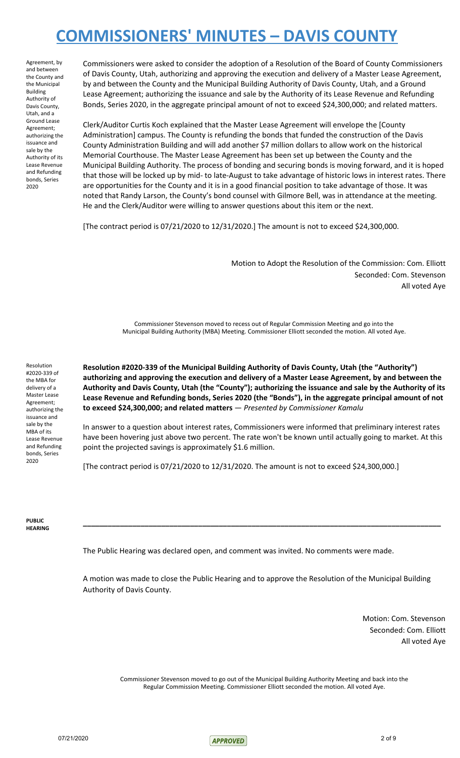Agreement, by and between the County and the Municipal Building Authority of Davis County, Utah, and a Ground Lease Agreement; authorizing the issuance and sale by the Authority of its Lease Revenue and Refunding bonds, Series 2020

Commissioners were asked to consider the adoption of a Resolution of the Board of County Commissioners of Davis County, Utah, authorizing and approving the execution and delivery of a Master Lease Agreement, by and between the County and the Municipal Building Authority of Davis County, Utah, and a Ground Lease Agreement; authorizing the issuance and sale by the Authority of its Lease Revenue and Refunding Bonds, Series 2020, in the aggregate principal amount of not to exceed $24,300,000; and related matters.

Clerk/Auditor Curtis Koch explained that the Master Lease Agreement will envelope the [County Administration] campus. The County is refunding the bonds that funded the construction of the Davis County Administration Building and will add another $7 million dollars to allow work on the historical Memorial Courthouse. The Master Lease Agreement has been set up between the County and the Municipal Building Authority. The process of bonding and securing bonds is moving forward, and it is hoped that those will be locked up by mid- to late-August to take advantage of historic lows in interest rates. There are opportunities for the County and it is in a good financial position to take advantage of those. It was noted that Randy Larson, the County's bond counsel with Gilmore Bell, was in attendance at the meeting. He and the Clerk/Auditor were willing to answer questions about this item or the next.

[The contract period is 07/21/2020 to 12/31/2020.] The amount is not to exceed $24,300,000.

Motion to Adopt the Resolution of the Commission: Com. Elliott
Seconded: Com. Stevenson
All voted Aye

Commissioner Stevenson moved to recess out of Regular Commission Meeting and go into the Municipal Building Authority (MBA) Meeting. Commissioner Elliott seconded the motion. All voted Aye.

Resolution #2020-339 of the MBA for delivery of a Master Lease Agreement; authorizing the issuance and sale by the MBA of its Lease Revenue and Refunding bonds, Series 2020

**Resolution #2020-339 of the Municipal Building Authority of Davis County, Utah (the "Authority") authorizing and approving the execution and delivery of a Master Lease Agreement, by and between the Authority and Davis County, Utah (the "County"); authorizing the issuance and sale by the Authority of its Lease Revenue and Refunding bonds, Series 2020 (the "Bonds"), in the aggregate principal amount of not to exceed $24,300,000; and related matters** — *Presented by Commissioner Kamalu*

In answer to a question about interest rates, Commissioners were informed that preliminary interest rates have been hovering just above two percent. The rate won't be known until actually going to market. At this point the projected savings is approximately $1.6 million.

[The contract period is 07/21/2020 to 12/31/2020. The amount is not to exceed $24,300,000.]

**PUBLIC HEARING**

---

The Public Hearing was declared open, and comment was invited. No comments were made.

A motion was made to close the Public Hearing and to approve the Resolution of the Municipal Building Authority of Davis County.

Motion: Com. Stevenson
Seconded: Com. Elliott
All voted Aye

Commissioner Stevenson moved to go out of the Municipal Building Authority Meeting and back into the Regular Commission Meeting. Commissioner Elliott seconded the motion. All voted Aye.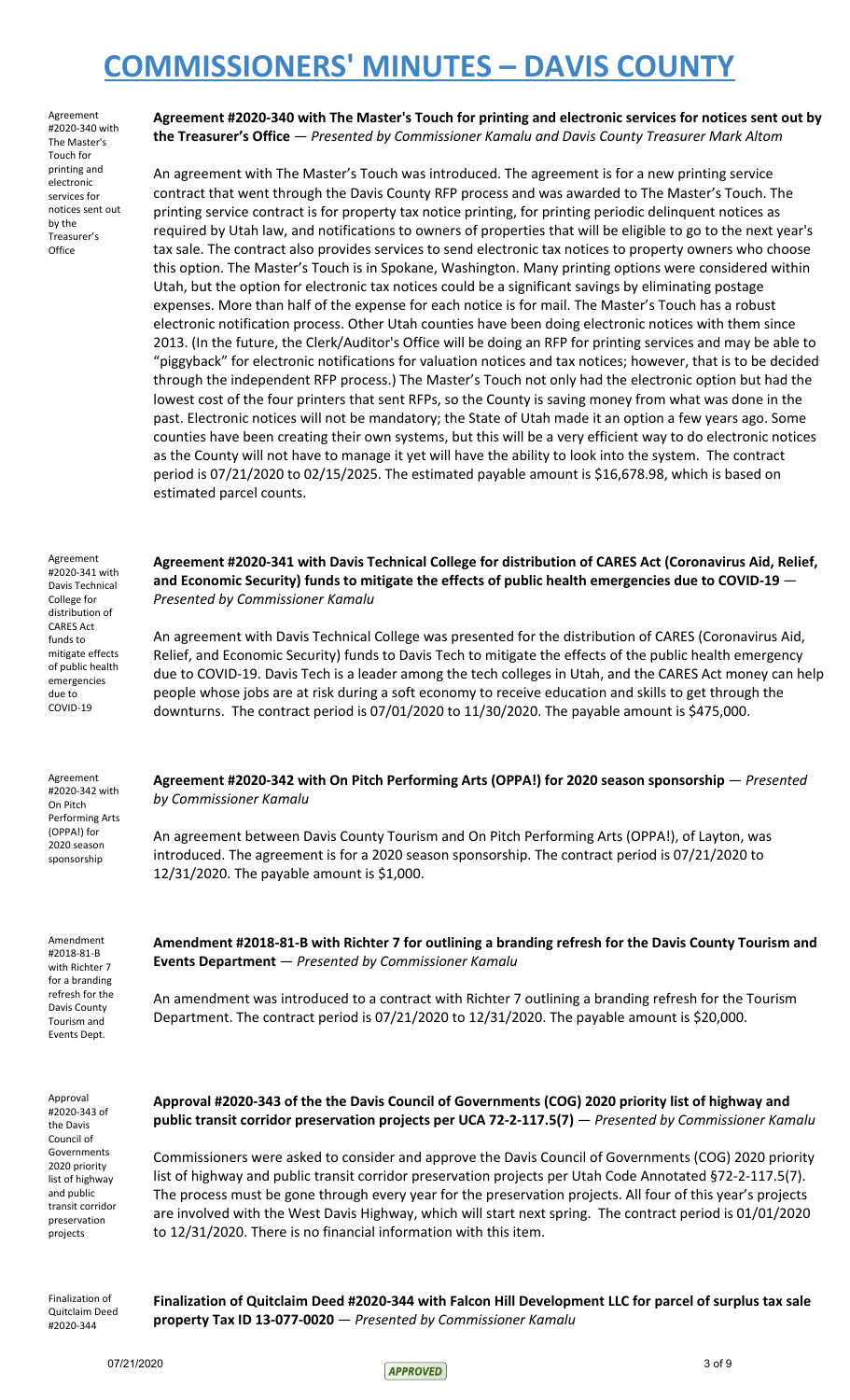Agreement #2020-340 with The Master's Touch for printing and electronic services for notices sent out by the Treasurer's Office

**Agreement #2020-340 with The Master's Touch for printing and electronic services for notices sent out by the Treasurer's Office** — *Presented by Commissioner Kamalu and Davis County Treasurer Mark Altom*

An agreement with The Master's Touch was introduced. The agreement is for a new printing service contract that went through the Davis County RFP process and was awarded to The Master's Touch. The printing service contract is for property tax notice printing, for printing periodic delinquent notices as required by Utah law, and notifications to owners of properties that will be eligible to go to the next year's tax sale. The contract also provides services to send electronic tax notices to property owners who choose this option. The Master's Touch is in Spokane, Washington. Many printing options were considered within Utah, but the option for electronic tax notices could be a significant savings by eliminating postage expenses. More than half of the expense for each notice is for mail. The Master's Touch has a robust electronic notification process. Other Utah counties have been doing electronic notices with them since 2013. (In the future, the Clerk/Auditor's Office will be doing an RFP for printing services and may be able to "piggyback" for electronic notifications for valuation notices and tax notices; however, that is to be decided through the independent RFP process.) The Master's Touch not only had the electronic option but had the lowest cost of the four printers that sent RFPs, so the County is saving money from what was done in the past. Electronic notices will not be mandatory; the State of Utah made it an option a few years ago. Some counties have been creating their own systems, but this will be a very efficient way to do electronic notices as the County will not have to manage it yet will have the ability to look into the system. The contract period is 07/21/2020 to 02/15/2025. The estimated payable amount is $16,678.98, which is based on estimated parcel counts.

Agreement #2020-341 with Davis Technical College for distribution of CARES Act funds to mitigate effects of public health emergencies due to COVID-19

**Agreement #2020-341 with Davis Technical College for distribution of CARES Act (Coronavirus Aid, Relief, and Economic Security) funds to mitigate the effects of public health emergencies due to COVID-19** — *Presented by Commissioner Kamalu*

An agreement with Davis Technical College was presented for the distribution of CARES (Coronavirus Aid, Relief, and Economic Security) funds to Davis Tech to mitigate the effects of the public health emergency due to COVID-19. Davis Tech is a leader among the tech colleges in Utah, and the CARES Act money can help people whose jobs are at risk during a soft economy to receive education and skills to get through the downturns. The contract period is 07/01/2020 to 11/30/2020. The payable amount is $475,000.

Agreement #2020-342 with On Pitch Performing Arts (OPPA!) for 2020 season sponsorship

**Agreement #2020-342 with On Pitch Performing Arts (OPPA!) for 2020 season sponsorship** — *Presented by Commissioner Kamalu*

An agreement between Davis County Tourism and On Pitch Performing Arts (OPPA!), of Layton, was introduced. The agreement is for a 2020 season sponsorship. The contract period is 07/21/2020 to 12/31/2020. The payable amount is $1,000.

Amendment #2018-81-B with Richter 7 for a branding refresh for the Davis County Tourism and Events Dept.

**Amendment #2018-81-B with Richter 7 for outlining a branding refresh for the Davis County Tourism and Events Department** — *Presented by Commissioner Kamalu*

An amendment was introduced to a contract with Richter 7 outlining a branding refresh for the Tourism Department. The contract period is 07/21/2020 to 12/31/2020. The payable amount is $20,000.

Approval #2020-343 of the Davis Council of Governments 2020 priority list of highway and public transit corridor preservation projects

**Approval #2020-343 of the the Davis Council of Governments (COG) 2020 priority list of highway and public transit corridor preservation projects per UCA 72-2-117.5(7)** — *Presented by Commissioner Kamalu*

Commissioners were asked to consider and approve the Davis Council of Governments (COG) 2020 priority list of highway and public transit corridor preservation projects per Utah Code Annotated §72-2-117.5(7). The process must be gone through every year for the preservation projects. All four of this year's projects are involved with the West Davis Highway, which will start next spring. The contract period is 01/01/2020 to 12/31/2020. There is no financial information with this item.

Finalization of Quitclaim Deed #2020-344

**Finalization of Quitclaim Deed #2020-344 with Falcon Hill Development LLC for parcel of surplus tax sale property Tax ID 13-077-0020** — *Presented by Commissioner Kamalu*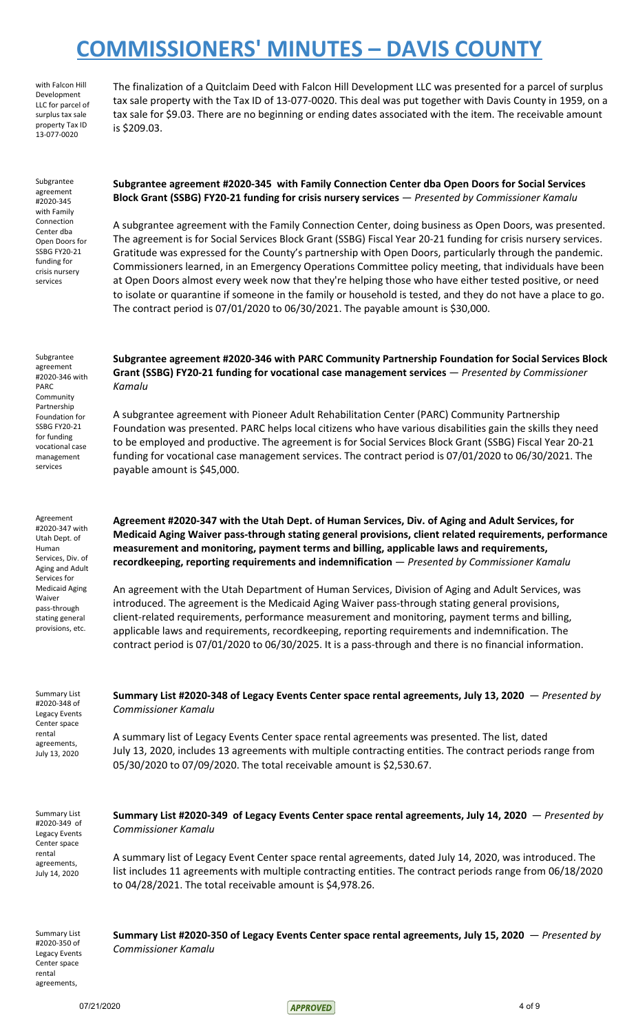with Falcon Hill Development LLC for parcel of surplus tax sale property Tax ID 13-077-0020

The finalization of a Quitclaim Deed with Falcon Hill Development LLC was presented for a parcel of surplus tax sale property with the Tax ID of 13-077-0020. This deal was put together with Davis County in 1959, on a tax sale for $9.03. There are no beginning or ending dates associated with the item. The receivable amount is $209.03.

Subgrantee agreement #2020-345 with Family Connection Center dba Open Doors for SSBG FY20-21 funding for crisis nursery services

**Subgrantee agreement #2020-345 with Family Connection Center dba Open Doors for Social Services Block Grant (SSBG) FY20-21 funding for crisis nursery services** — *Presented by Commissioner Kamalu*

A subgrantee agreement with the Family Connection Center, doing business as Open Doors, was presented. The agreement is for Social Services Block Grant (SSBG) Fiscal Year 20-21 funding for crisis nursery services. Gratitude was expressed for the County's partnership with Open Doors, particularly through the pandemic. Commissioners learned, in an Emergency Operations Committee policy meeting, that individuals have been at Open Doors almost every week now that they're helping those who have either tested positive, or need to isolate or quarantine if someone in the family or household is tested, and they do not have a place to go. The contract period is 07/01/2020 to 06/30/2021. The payable amount is $30,000.

Subgrantee agreement #2020-346 with PARC Community Partnership Foundation for SSBG FY20-21 for funding vocational case management services

**Subgrantee agreement #2020-346 with PARC Community Partnership Foundation for Social Services Block Grant (SSBG) FY20-21 funding for vocational case management services** — *Presented by Commissioner Kamalu*

A subgrantee agreement with Pioneer Adult Rehabilitation Center (PARC) Community Partnership Foundation was presented. PARC helps local citizens who have various disabilities gain the skills they need to be employed and productive. The agreement is for Social Services Block Grant (SSBG) Fiscal Year 20-21 funding for vocational case management services. The contract period is 07/01/2020 to 06/30/2021. The payable amount is $45,000.

Agreement #2020-347 with Utah Dept. of Human Services, Div. of Aging and Adult Services for Medicaid Aging Waiver pass-through stating general provisions, etc.

**Agreement #2020-347 with the Utah Dept. of Human Services, Div. of Aging and Adult Services, for Medicaid Aging Waiver pass-through stating general provisions, client related requirements, performance measurement and monitoring, payment terms and billing, applicable laws and requirements, recordkeeping, reporting requirements and indemnification** — *Presented by Commissioner Kamalu*

An agreement with the Utah Department of Human Services, Division of Aging and Adult Services, was introduced. The agreement is the Medicaid Aging Waiver pass-through stating general provisions, client-related requirements, performance measurement and monitoring, payment terms and billing, applicable laws and requirements, recordkeeping, reporting requirements and indemnification. The contract period is 07/01/2020 to 06/30/2025. It is a pass-through and there is no financial information.

Summary List #2020-348 of Legacy Events Center space rental agreements, July 13, 2020

**Summary List #2020-348 of Legacy Events Center space rental agreements, July 13, 2020** — *Presented by Commissioner Kamalu*

A summary list of Legacy Events Center space rental agreements was presented. The list, dated July 13, 2020, includes 13 agreements with multiple contracting entities. The contract periods range from 05/30/2020 to 07/09/2020. The total receivable amount is $2,530.67.

Summary List #2020-349 of Legacy Events Center space rental agreements, July 14, 2020

**Summary List #2020-349 of Legacy Events Center space rental agreements, July 14, 2020** — *Presented by Commissioner Kamalu*

A summary list of Legacy Event Center space rental agreements, dated July 14, 2020, was introduced. The list includes 11 agreements with multiple contracting entities. The contract periods range from 06/18/2020 to 04/28/2021. The total receivable amount is $4,978.26.

Summary List #2020-350 of Legacy Events Center space rental agreements,

**Summary List #2020-350 of Legacy Events Center space rental agreements, July 15, 2020** — *Presented by Commissioner Kamalu*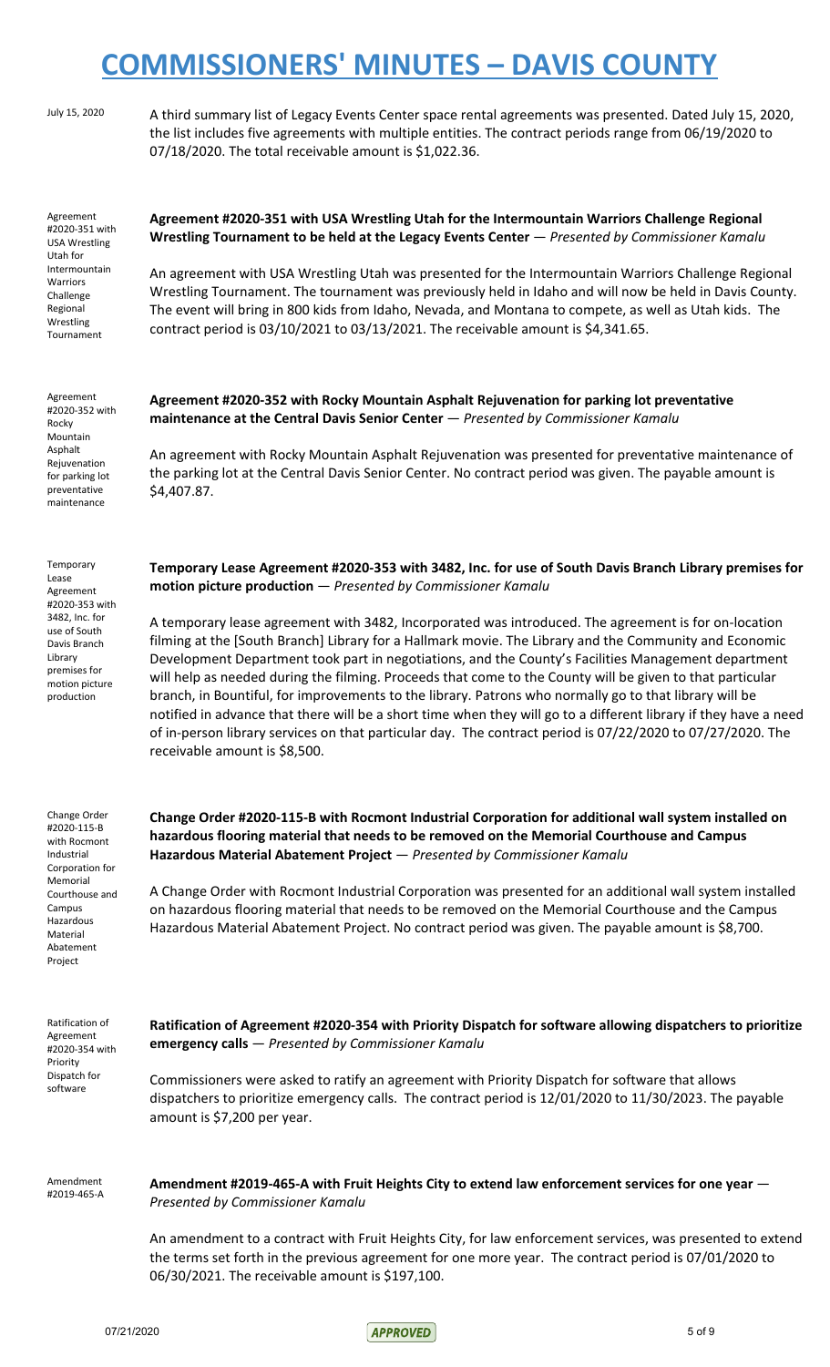July 15, 2020

A third summary list of Legacy Events Center space rental agreements was presented. Dated July 15, 2020, the list includes five agreements with multiple entities. The contract periods range from 06/19/2020 to 07/18/2020. The total receivable amount is $1,022.36.

Agreement #2020-351 with USA Wrestling Utah for Intermountain Warriors Challenge Regional Wrestling Tournament

**Agreement #2020-351 with USA Wrestling Utah for the Intermountain Warriors Challenge Regional Wrestling Tournament to be held at the Legacy Events Center** — *Presented by Commissioner Kamalu*

An agreement with USA Wrestling Utah was presented for the Intermountain Warriors Challenge Regional Wrestling Tournament. The tournament was previously held in Idaho and will now be held in Davis County. The event will bring in 800 kids from Idaho, Nevada, and Montana to compete, as well as Utah kids. The contract period is 03/10/2021 to 03/13/2021. The receivable amount is $4,341.65.

Agreement #2020-352 with Rocky Mountain Asphalt Rejuvenation for parking lot preventative maintenance

**Agreement #2020-352 with Rocky Mountain Asphalt Rejuvenation for parking lot preventative maintenance at the Central Davis Senior Center** — *Presented by Commissioner Kamalu*

An agreement with Rocky Mountain Asphalt Rejuvenation was presented for preventative maintenance of the parking lot at the Central Davis Senior Center. No contract period was given. The payable amount is $4,407.87.

Temporary Lease Agreement #2020-353 with 3482, Inc. for use of South Davis Branch Library premises for motion picture production

**Temporary Lease Agreement #2020-353 with 3482, Inc. for use of South Davis Branch Library premises for motion picture production** — *Presented by Commissioner Kamalu*

A temporary lease agreement with 3482, Incorporated was introduced. The agreement is for on-location filming at the [South Branch] Library for a Hallmark movie. The Library and the Community and Economic Development Department took part in negotiations, and the County's Facilities Management department will help as needed during the filming. Proceeds that come to the County will be given to that particular branch, in Bountiful, for improvements to the library. Patrons who normally go to that library will be notified in advance that there will be a short time when they will go to a different library if they have a need of in-person library services on that particular day. The contract period is 07/22/2020 to 07/27/2020. The receivable amount is $8,500.

Change Order #2020-115-B with Rocmont Industrial Corporation for Memorial Courthouse and Campus Hazardous Material Abatement Project

**Change Order #2020-115-B with Rocmont Industrial Corporation for additional wall system installed on hazardous flooring material that needs to be removed on the Memorial Courthouse and Campus Hazardous Material Abatement Project** — *Presented by Commissioner Kamalu*

A Change Order with Rocmont Industrial Corporation was presented for an additional wall system installed on hazardous flooring material that needs to be removed on the Memorial Courthouse and the Campus Hazardous Material Abatement Project. No contract period was given. The payable amount is $8,700.

Ratification of Agreement #2020-354 with Priority Dispatch for software

**Ratification of Agreement #2020-354 with Priority Dispatch for software allowing dispatchers to prioritize emergency calls** — *Presented by Commissioner Kamalu*

Commissioners were asked to ratify an agreement with Priority Dispatch for software that allows dispatchers to prioritize emergency calls. The contract period is 12/01/2020 to 11/30/2023. The payable amount is $7,200 per year.

Amendment #2019-465-A

**Amendment #2019-465-A with Fruit Heights City to extend law enforcement services for one year** — *Presented by Commissioner Kamalu*

An amendment to a contract with Fruit Heights City, for law enforcement services, was presented to extend the terms set forth in the previous agreement for one more year. The contract period is 07/01/2020 to 06/30/2021. The receivable amount is $197,100.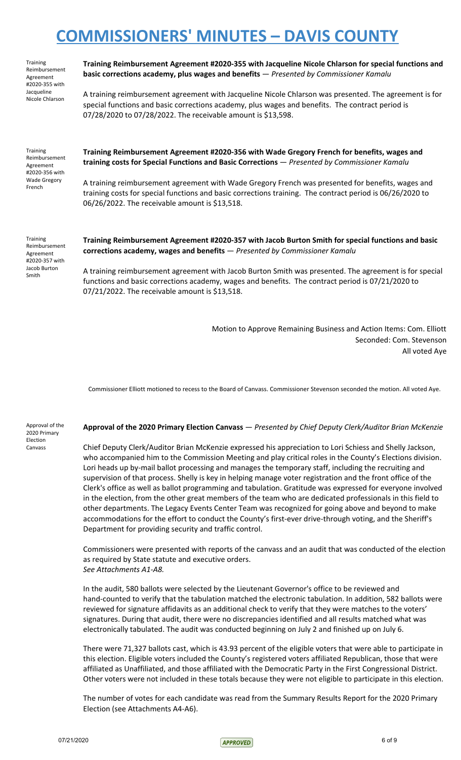Training Reimbursement Agreement #2020-355 with Jacqueline Nicole Chlarson

**Training Reimbursement Agreement #2020-355 with Jacqueline Nicole Chlarson for special functions and basic corrections academy, plus wages and benefits** — *Presented by Commissioner Kamalu*

A training reimbursement agreement with Jacqueline Nicole Chlarson was presented. The agreement is for special functions and basic corrections academy, plus wages and benefits. The contract period is 07/28/2020 to 07/28/2022. The receivable amount is $13,598.

Training Reimbursement Agreement #2020-356 with Wade Gregory French

**Training Reimbursement Agreement #2020-356 with Wade Gregory French for benefits, wages and training costs for Special Functions and Basic Corrections** — *Presented by Commissioner Kamalu*

A training reimbursement agreement with Wade Gregory French was presented for benefits, wages and training costs for special functions and basic corrections training. The contract period is 06/26/2020 to 06/26/2022. The receivable amount is $13,518.

Training Reimbursement Agreement #2020-357 with Jacob Burton Smith

**Training Reimbursement Agreement #2020-357 with Jacob Burton Smith for special functions and basic corrections academy, wages and benefits** — *Presented by Commissioner Kamalu*

A training reimbursement agreement with Jacob Burton Smith was presented. The agreement is for special functions and basic corrections academy, wages and benefits. The contract period is 07/21/2020 to 07/21/2022. The receivable amount is $13,518.

Motion to Approve Remaining Business and Action Items: Com. Elliott
Seconded: Com. Stevenson
All voted Aye

Commissioner Elliott motioned to recess to the Board of Canvass. Commissioner Stevenson seconded the motion. All voted Aye.

Approval of the 2020 Primary Election Canvass

**Approval of the 2020 Primary Election Canvass** — *Presented by Chief Deputy Clerk/Auditor Brian McKenzie*

Chief Deputy Clerk/Auditor Brian McKenzie expressed his appreciation to Lori Schiess and Shelly Jackson, who accompanied him to the Commission Meeting and play critical roles in the County's Elections division. Lori heads up by-mail ballot processing and manages the temporary staff, including the recruiting and supervision of that process. Shelly is key in helping manage voter registration and the front office of the Clerk's office as well as ballot programming and tabulation. Gratitude was expressed for everyone involved in the election, from the other great members of the team who are dedicated professionals in this field to other departments. The Legacy Events Center Team was recognized for going above and beyond to make accommodations for the effort to conduct the County's first-ever drive-through voting, and the Sheriff's Department for providing security and traffic control.

Commissioners were presented with reports of the canvass and an audit that was conducted of the election as required by State statute and executive orders.
*See Attachments A1-A8.*

In the audit, 580 ballots were selected by the Lieutenant Governor's office to be reviewed and hand-counted to verify that the tabulation matched the electronic tabulation. In addition, 582 ballots were reviewed for signature affidavits as an additional check to verify that they were matches to the voters' signatures. During that audit, there were no discrepancies identified and all results matched what was electronically tabulated. The audit was conducted beginning on July 2 and finished up on July 6.

There were 71,327 ballots cast, which is 43.93 percent of the eligible voters that were able to participate in this election. Eligible voters included the County's registered voters affiliated Republican, those that were affiliated as Unaffiliated, and those affiliated with the Democratic Party in the First Congressional District. Other voters were not included in these totals because they were not eligible to participate in this election.

The number of votes for each candidate was read from the Summary Results Report for the 2020 Primary Election (see Attachments A4-A6).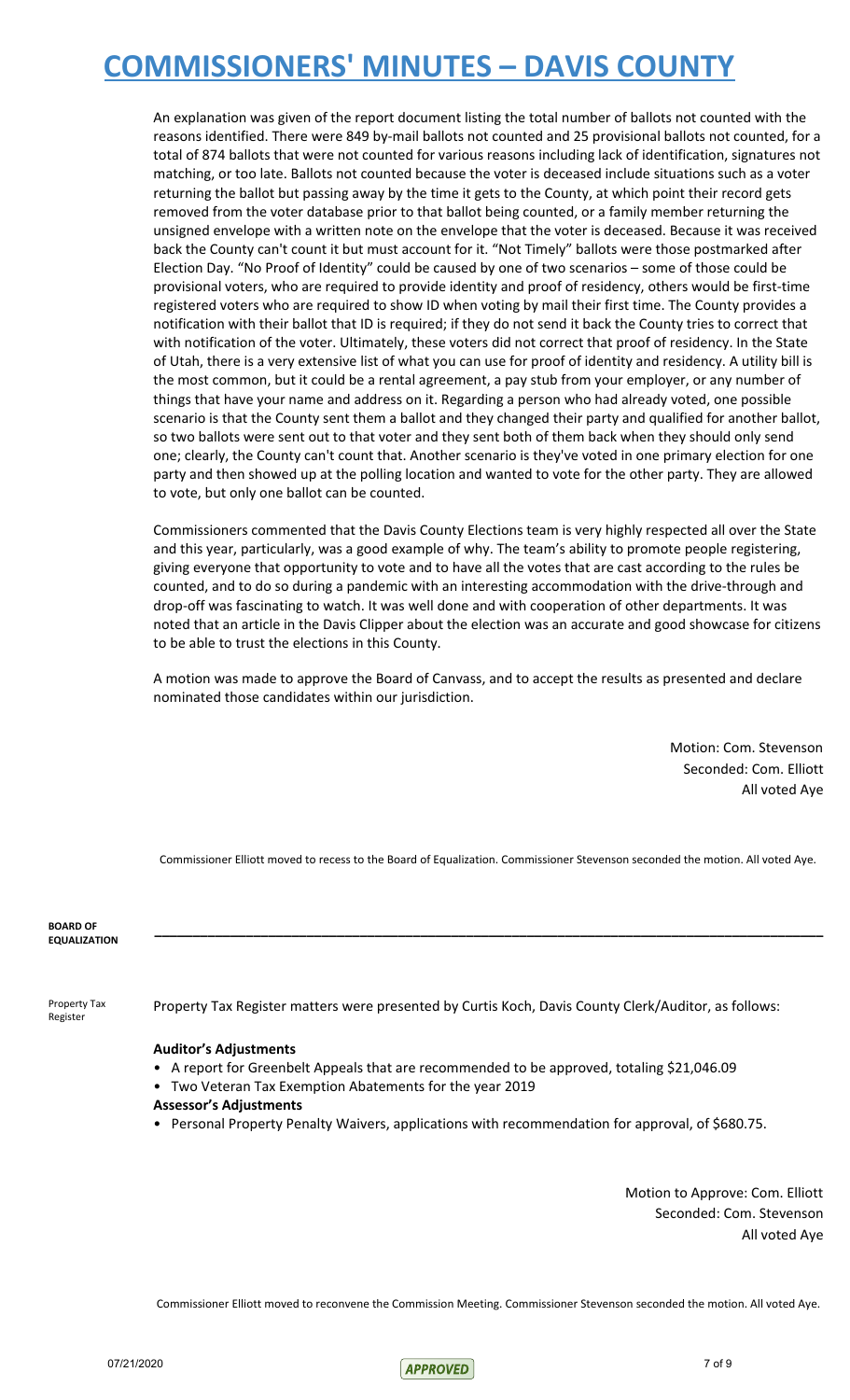An explanation was given of the report document listing the total number of ballots not counted with the reasons identified. There were 849 by-mail ballots not counted and 25 provisional ballots not counted, for a total of 874 ballots that were not counted for various reasons including lack of identification, signatures not matching, or too late. Ballots not counted because the voter is deceased include situations such as a voter returning the ballot but passing away by the time it gets to the County, at which point their record gets removed from the voter database prior to that ballot being counted, or a family member returning the unsigned envelope with a written note on the envelope that the voter is deceased. Because it was received back the County can't count it but must account for it. "Not Timely" ballots were those postmarked after Election Day. "No Proof of Identity" could be caused by one of two scenarios – some of those could be provisional voters, who are required to provide identity and proof of residency, others would be first-time registered voters who are required to show ID when voting by mail their first time. The County provides a notification with their ballot that ID is required; if they do not send it back the County tries to correct that with notification of the voter. Ultimately, these voters did not correct that proof of residency. In the State of Utah, there is a very extensive list of what you can use for proof of identity and residency. A utility bill is the most common, but it could be a rental agreement, a pay stub from your employer, or any number of things that have your name and address on it. Regarding a person who had already voted, one possible scenario is that the County sent them a ballot and they changed their party and qualified for another ballot, so two ballots were sent out to that voter and they sent both of them back when they should only send one; clearly, the County can't count that. Another scenario is they've voted in one primary election for one party and then showed up at the polling location and wanted to vote for the other party. They are allowed to vote, but only one ballot can be counted.

Commissioners commented that the Davis County Elections team is very highly respected all over the State and this year, particularly, was a good example of why. The team's ability to promote people registering, giving everyone that opportunity to vote and to have all the votes that are cast according to the rules be counted, and to do so during a pandemic with an interesting accommodation with the drive-through and drop-off was fascinating to watch. It was well done and with cooperation of other departments. It was noted that an article in the Davis Clipper about the election was an accurate and good showcase for citizens to be able to trust the elections in this County.

A motion was made to approve the Board of Canvass, and to accept the results as presented and declare nominated those candidates within our jurisdiction.

Motion: Com. Stevenson
Seconded: Com. Elliott
All voted Aye

Commissioner Elliott moved to recess to the Board of Equalization. Commissioner Stevenson seconded the motion. All voted Aye.

## BOARD OF EQUALIZATION

**Property Tax Register**

Property Tax Register matters were presented by Curtis Koch, Davis County Clerk/Auditor, as follows:

**Auditor's Adjustments**

- A report for Greenbelt Appeals that are recommended to be approved, totaling $21,046.09
- Two Veteran Tax Exemption Abatements for the year 2019

**Assessor's Adjustments**

- Personal Property Penalty Waivers, applications with recommendation for approval, of $680.75.

Motion to Approve: Com. Elliott
Seconded: Com. Stevenson
All voted Aye

Commissioner Elliott moved to reconvene the Commission Meeting. Commissioner Stevenson seconded the motion. All voted Aye.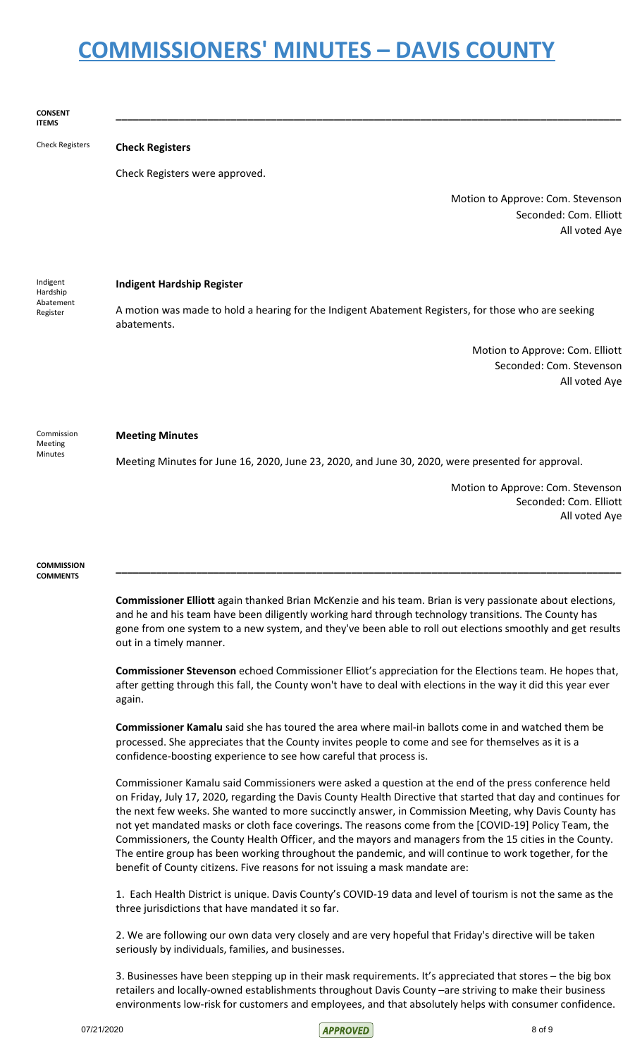**CONSENT ITEMS**

---

Check Registers

**Check Registers**

Check Registers were approved.

Motion to Approve: Com. Stevenson
Seconded: Com. Elliott
All voted Aye

Indigent Hardship Abatement Register

**Indigent Hardship Register**

A motion was made to hold a hearing for the Indigent Abatement Registers, for those who are seeking abatements.

Motion to Approve: Com. Elliott
Seconded: Com. Stevenson
All voted Aye

Commission Meeting Minutes

**Meeting Minutes**

Meeting Minutes for June 16, 2020, June 23, 2020, and June 30, 2020, were presented for approval.

Motion to Approve: Com. Stevenson
Seconded: Com. Elliott
All voted Aye

**COMMISSION COMMENTS**

---

**Commissioner Elliott** again thanked Brian McKenzie and his team. Brian is very passionate about elections, and he and his team have been diligently working hard through technology transitions. The County has gone from one system to a new system, and they've been able to roll out elections smoothly and get results out in a timely manner.

**Commissioner Stevenson** echoed Commissioner Elliot's appreciation for the Elections team. He hopes that, after getting through this fall, the County won't have to deal with elections in the way it did this year ever again.

**Commissioner Kamalu** said she has toured the area where mail-in ballots come in and watched them be processed. She appreciates that the County invites people to come and see for themselves as it is a confidence-boosting experience to see how careful that process is.

Commissioner Kamalu said Commissioners were asked a question at the end of the press conference held on Friday, July 17, 2020, regarding the Davis County Health Directive that started that day and continues for the next few weeks. She wanted to more succinctly answer, in Commission Meeting, why Davis County has not yet mandated masks or cloth face coverings. The reasons come from the [COVID-19] Policy Team, the Commissioners, the County Health Officer, and the mayors and managers from the 15 cities in the County. The entire group has been working throughout the pandemic, and will continue to work together, for the benefit of County citizens. Five reasons for not issuing a mask mandate are:

1. Each Health District is unique. Davis County's COVID-19 data and level of tourism is not the same as the three jurisdictions that have mandated it so far.

2. We are following our own data very closely and are very hopeful that Friday's directive will be taken seriously by individuals, families, and businesses.

3. Businesses have been stepping up in their mask requirements. It's appreciated that stores – the big box retailers and locally-owned establishments throughout Davis County –are striving to make their business environments low-risk for customers and employees, and that absolutely helps with consumer confidence.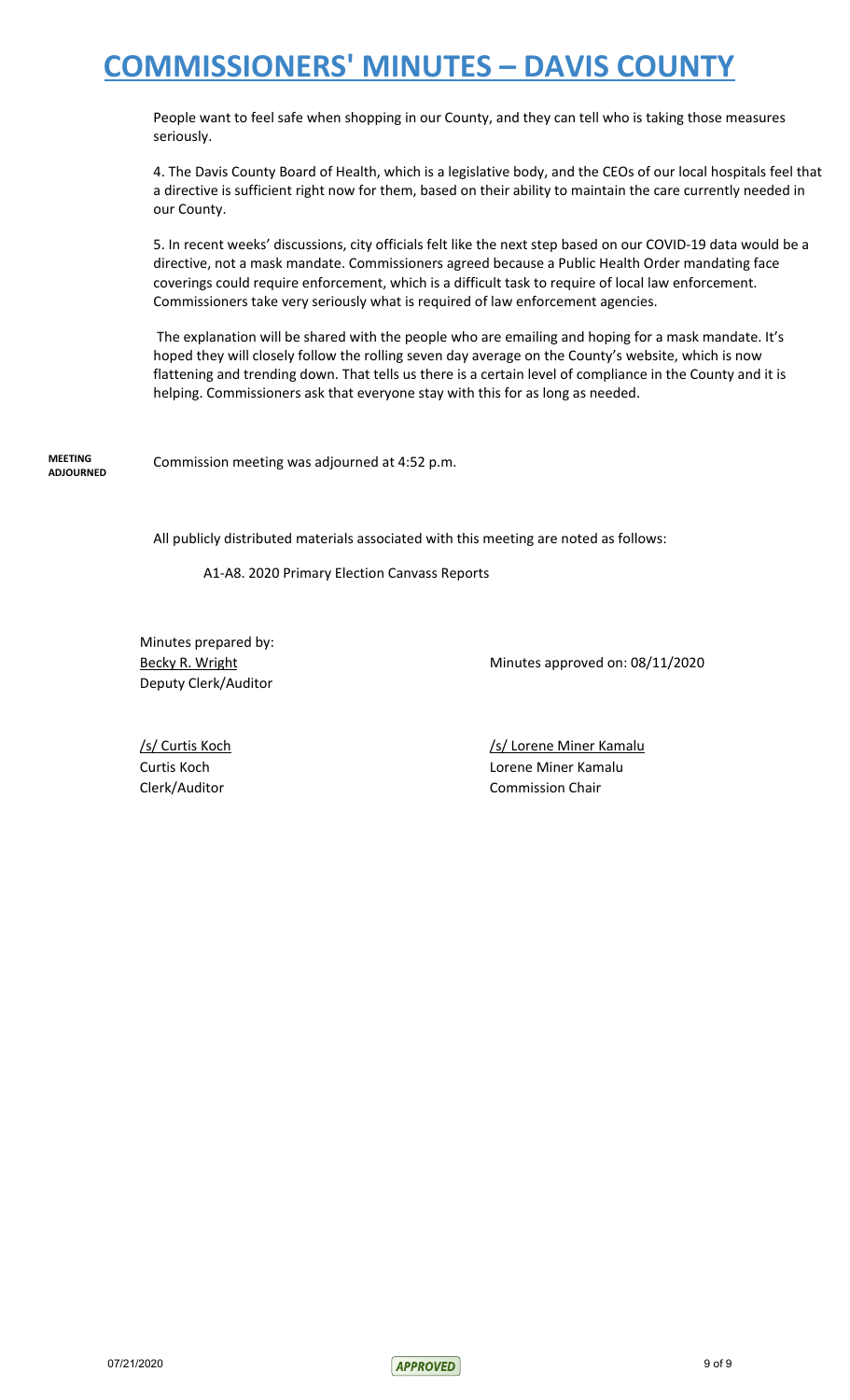People want to feel safe when shopping in our County, and they can tell who is taking those measures seriously.

4. The Davis County Board of Health, which is a legislative body, and the CEOs of our local hospitals feel that a directive is sufficient right now for them, based on their ability to maintain the care currently needed in our County.

5. In recent weeks' discussions, city officials felt like the next step based on our COVID-19 data would be a directive, not a mask mandate. Commissioners agreed because a Public Health Order mandating face coverings could require enforcement, which is a difficult task to require of local law enforcement. Commissioners take very seriously what is required of law enforcement agencies.

The explanation will be shared with the people who are emailing and hoping for a mask mandate. It's hoped they will closely follow the rolling seven day average on the County's website, which is now flattening and trending down. That tells us there is a certain level of compliance in the County and it is helping. Commissioners ask that everyone stay with this for as long as needed.

**MEETING ADJOURNED**

Commission meeting was adjourned at 4:52 p.m.

All publicly distributed materials associated with this meeting are noted as follows:

A1-A8. 2020 Primary Election Canvass Reports

Minutes prepared by:
Becky R. Wright
Deputy Clerk/Auditor

Minutes approved on: 08/11/2020

/s/ Curtis Koch
Curtis Koch
Clerk/Auditor

/s/ Lorene Miner Kamalu
Lorene Miner Kamalu
Commission Chair